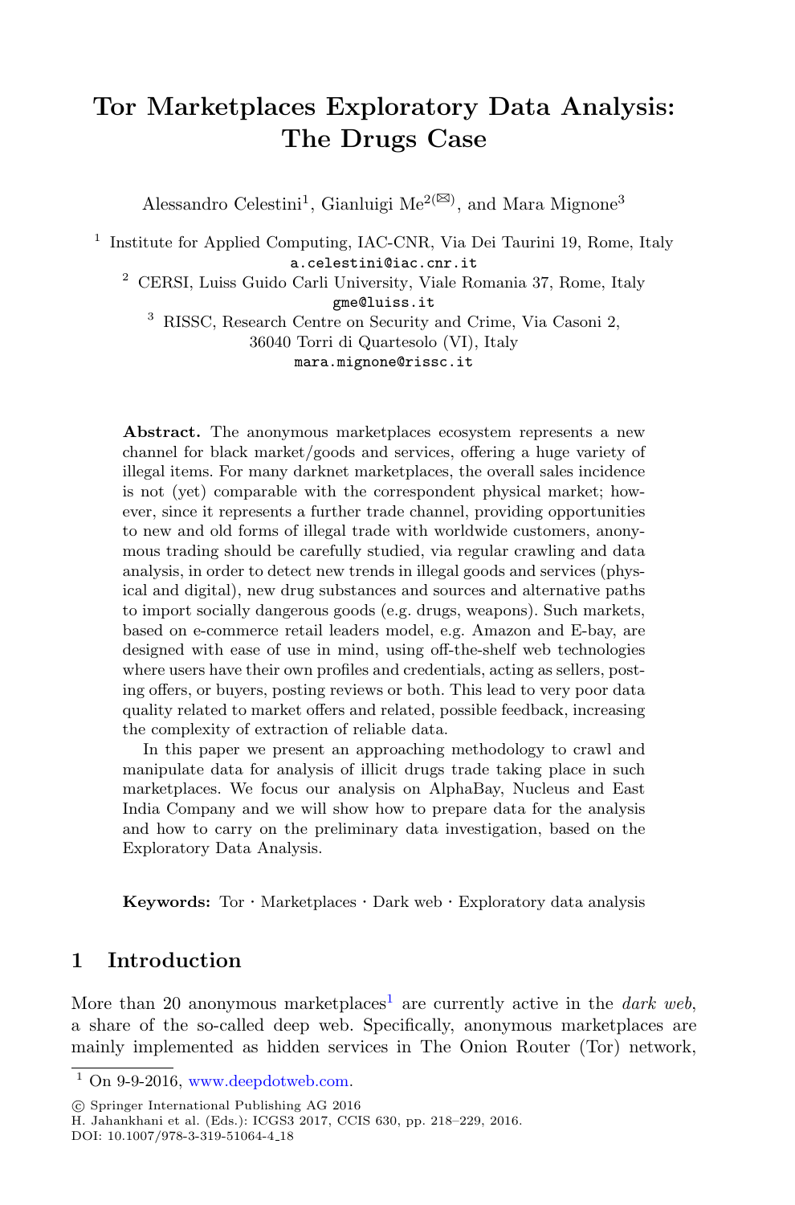# Tor Marketplaces Exploratory Data Analysis: The Drugs Case

Alessandro Celestini[1], Gianluigi Me[2](✉), and Mara Mignone[3]

[1] Institute for Applied Computing, IAC-CNR, Via Dei Taurini 19, Rome, Italy
a.celestini@iac.cnr.it

[2] CERSI, Luiss Guido Carli University, Viale Romania 37, Rome, Italy
gme@luiss.it

[3] RISSC, Research Centre on Security and Crime, Via Casoni 2, 36040 Torri di Quartesolo (VI), Italy
mara.mignone@rissc.it

**Abstract.** The anonymous marketplaces ecosystem represents a new channel for black market/goods and services, offering a huge variety of illegal items. For many darknet marketplaces, the overall sales incidence is not (yet) comparable with the correspondent physical market; however, since it represents a further trade channel, providing opportunities to new and old forms of illegal trade with worldwide customers, anonymous trading should be carefully studied, via regular crawling and data analysis, in order to detect new trends in illegal goods and services (physical and digital), new drug substances and sources and alternative paths to import socially dangerous goods (e.g. drugs, weapons). Such markets, based on e-commerce retail leaders model, e.g. Amazon and E-bay, are designed with ease of use in mind, using off-the-shelf web technologies where users have their own profiles and credentials, acting as sellers, posting offers, or buyers, posting reviews or both. This lead to very poor data quality related to market offers and related, possible feedback, increasing the complexity of extraction of reliable data.

In this paper we present an approaching methodology to crawl and manipulate data for analysis of illicit drugs trade taking place in such marketplaces. We focus our analysis on AlphaBay, Nucleus and East India Company and we will show how to prepare data for the analysis and how to carry on the preliminary data investigation, based on the Exploratory Data Analysis.

**Keywords:** Tor · Marketplaces · Dark web · Exploratory data analysis

## 1 Introduction

More than 20 anonymous marketplaces[1] are currently active in the *dark web*, a share of the so-called deep web. Specifically, anonymous marketplaces are mainly implemented as hidden services in The Onion Router (Tor) network,

---

[1] On 9-9-2016, www.deepdotweb.com.

© Springer International Publishing AG 2016
H. Jahankhani et al. (Eds.): ICGS3 2017, CCIS 630, pp. 218–229, 2016.
DOI: 10.1007/978-3-319-51064-4_18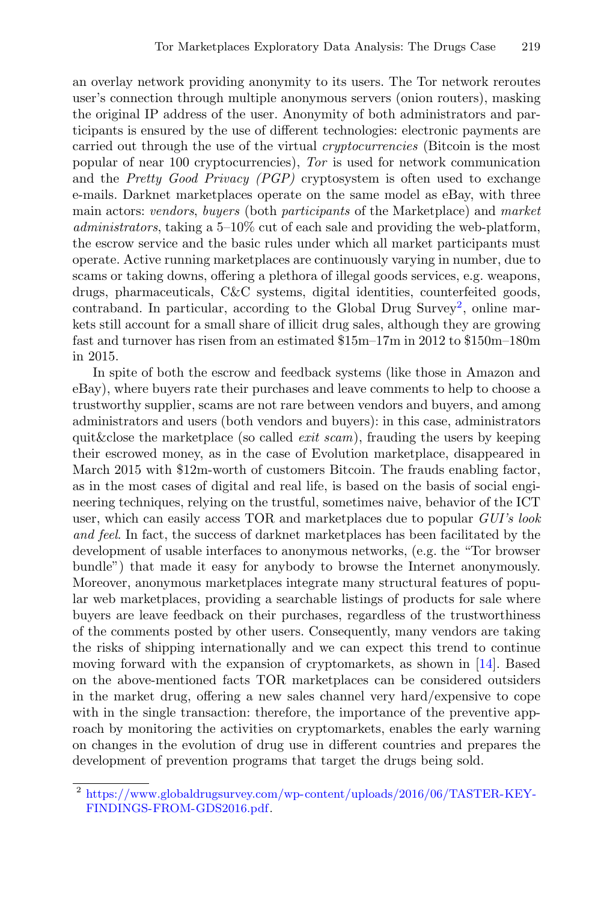an overlay network providing anonymity to its users. The Tor network reroutes user's connection through multiple anonymous servers (onion routers), masking the original IP address of the user. Anonymity of both administrators and participants is ensured by the use of different technologies: electronic payments are carried out through the use of the virtual *cryptocurrencies* (Bitcoin is the most popular of near 100 cryptocurrencies), *Tor* is used for network communication and the *Pretty Good Privacy (PGP)* cryptosystem is often used to exchange e-mails. Darknet marketplaces operate on the same model as eBay, with three main actors: *vendors*, *buyers* (both *participants* of the Marketplace) and *market administrators*, taking a 5–10% cut of each sale and providing the web-platform, the escrow service and the basic rules under which all market participants must operate. Active running marketplaces are continuously varying in number, due to scams or taking downs, offering a plethora of illegal goods services, e.g. weapons, drugs, pharmaceuticals, C&C systems, digital identities, counterfeited goods, contraband. In particular, according to the Global Drug Survey[2], online markets still account for a small share of illicit drug sales, although they are growing fast and turnover has risen from an estimated \$15m–17m in 2012 to \$150m–180m in 2015.

In spite of both the escrow and feedback systems (like those in Amazon and eBay), where buyers rate their purchases and leave comments to help to choose a trustworthy supplier, scams are not rare between vendors and buyers, and among administrators and users (both vendors and buyers): in this case, administrators quit&close the marketplace (so called *exit scam*), frauding the users by keeping their escrowed money, as in the case of Evolution marketplace, disappeared in March 2015 with \$12m-worth of customers Bitcoin. The frauds enabling factor, as in the most cases of digital and real life, is based on the basis of social engineering techniques, relying on the trustful, sometimes naive, behavior of the ICT user, which can easily access TOR and marketplaces due to popular *GUI's look and feel*. In fact, the success of darknet marketplaces has been facilitated by the development of usable interfaces to anonymous networks, (e.g. the "Tor browser bundle") that made it easy for anybody to browse the Internet anonymously. Moreover, anonymous marketplaces integrate many structural features of popular web marketplaces, providing a searchable listings of products for sale where buyers are leave feedback on their purchases, regardless of the trustworthiness of the comments posted by other users. Consequently, many vendors are taking the risks of shipping internationally and we can expect this trend to continue moving forward with the expansion of cryptomarkets, as shown in [14]. Based on the above-mentioned facts TOR marketplaces can be considered outsiders in the market drug, offering a new sales channel very hard/expensive to cope with in the single transaction: therefore, the importance of the preventive approach by monitoring the activities on cryptomarkets, enables the early warning on changes in the evolution of drug use in different countries and prepares the development of prevention programs that target the drugs being sold.

[2] https://www.globaldrugsurvey.com/wp-content/uploads/2016/06/TASTER-KEY-FINDINGS-FROM-GDS2016.pdf.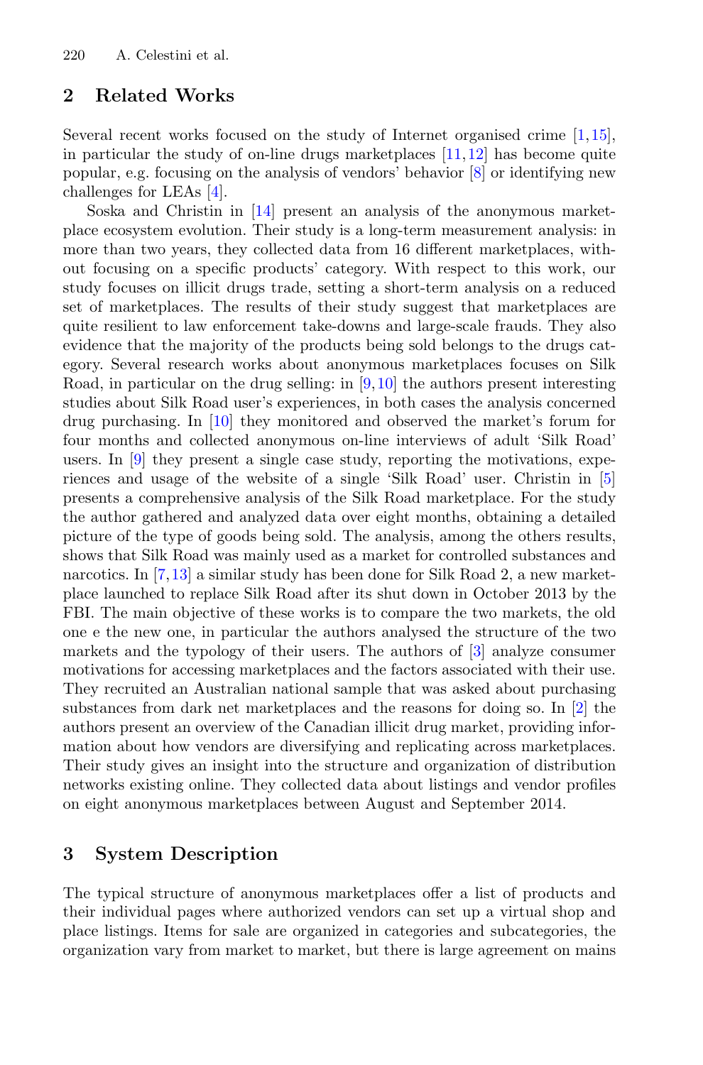## 2 Related Works

Several recent works focused on the study of Internet organised crime [1,15], in particular the study of on-line drugs marketplaces [11,12] has become quite popular, e.g. focusing on the analysis of vendors' behavior [8] or identifying new challenges for LEAs [4].

Soska and Christin in [14] present an analysis of the anonymous marketplace ecosystem evolution. Their study is a long-term measurement analysis: in more than two years, they collected data from 16 different marketplaces, without focusing on a specific products' category. With respect to this work, our study focuses on illicit drugs trade, setting a short-term analysis on a reduced set of marketplaces. The results of their study suggest that marketplaces are quite resilient to law enforcement take-downs and large-scale frauds. They also evidence that the majority of the products being sold belongs to the drugs category. Several research works about anonymous marketplaces focuses on Silk Road, in particular on the drug selling: in [9,10] the authors present interesting studies about Silk Road user's experiences, in both cases the analysis concerned drug purchasing. In [10] they monitored and observed the market's forum for four months and collected anonymous on-line interviews of adult 'Silk Road' users. In [9] they present a single case study, reporting the motivations, experiences and usage of the website of a single 'Silk Road' user. Christin in [5] presents a comprehensive analysis of the Silk Road marketplace. For the study the author gathered and analyzed data over eight months, obtaining a detailed picture of the type of goods being sold. The analysis, among the others results, shows that Silk Road was mainly used as a market for controlled substances and narcotics. In [7,13] a similar study has been done for Silk Road 2, a new marketplace launched to replace Silk Road after its shut down in October 2013 by the FBI. The main objective of these works is to compare the two markets, the old one e the new one, in particular the authors analysed the structure of the two markets and the typology of their users. The authors of [3] analyze consumer motivations for accessing marketplaces and the factors associated with their use. They recruited an Australian national sample that was asked about purchasing substances from dark net marketplaces and the reasons for doing so. In [2] the authors present an overview of the Canadian illicit drug market, providing information about how vendors are diversifying and replicating across marketplaces. Their study gives an insight into the structure and organization of distribution networks existing online. They collected data about listings and vendor profiles on eight anonymous marketplaces between August and September 2014.

## 3 System Description

The typical structure of anonymous marketplaces offer a list of products and their individual pages where authorized vendors can set up a virtual shop and place listings. Items for sale are organized in categories and subcategories, the organization vary from market to market, but there is large agreement on mains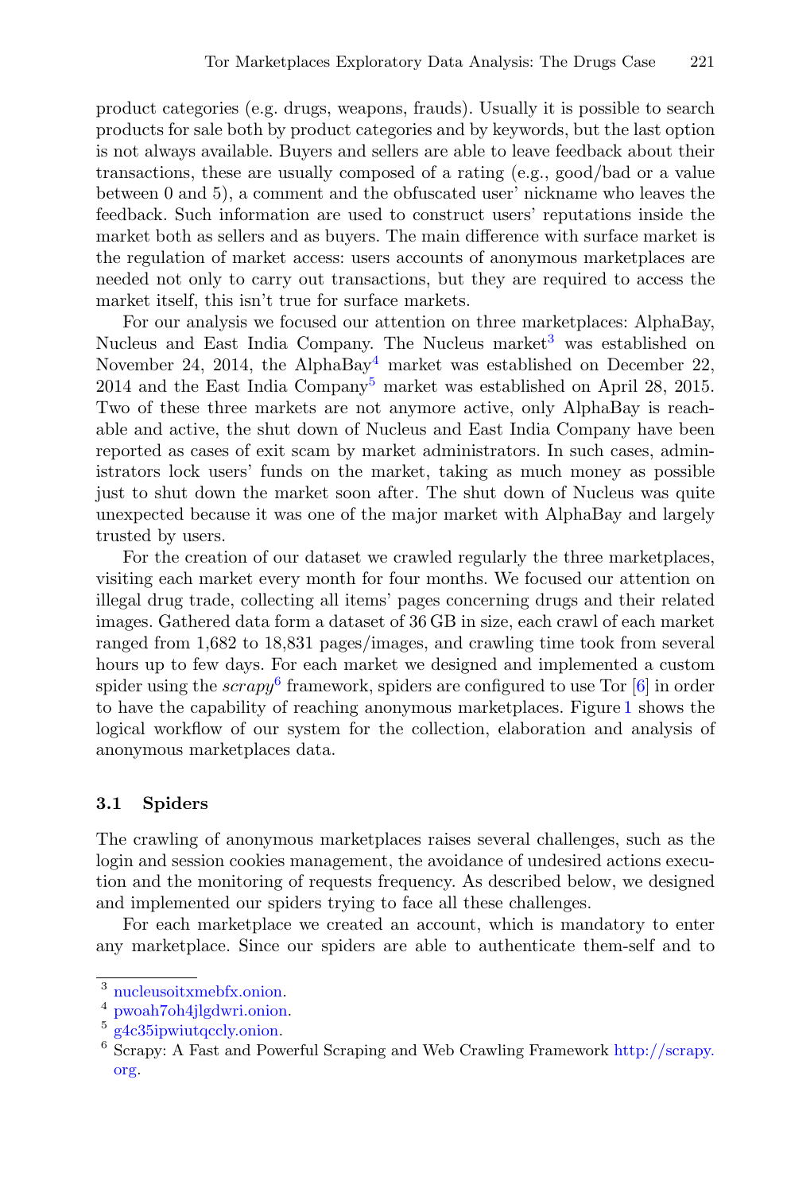product categories (e.g. drugs, weapons, frauds). Usually it is possible to search products for sale both by product categories and by keywords, but the last option is not always available. Buyers and sellers are able to leave feedback about their transactions, these are usually composed of a rating (e.g., good/bad or a value between 0 and 5), a comment and the obfuscated user' nickname who leaves the feedback. Such information are used to construct users' reputations inside the market both as sellers and as buyers. The main difference with surface market is the regulation of market access: users accounts of anonymous marketplaces are needed not only to carry out transactions, but they are required to access the market itself, this isn't true for surface markets.

For our analysis we focused our attention on three marketplaces: AlphaBay, Nucleus and East India Company. The Nucleus market[3] was established on November 24, 2014, the AlphaBay[4] market was established on December 22, 2014 and the East India Company[5] market was established on April 28, 2015. Two of these three markets are not anymore active, only AlphaBay is reachable and active, the shut down of Nucleus and East India Company have been reported as cases of exit scam by market administrators. In such cases, administrators lock users' funds on the market, taking as much money as possible just to shut down the market soon after. The shut down of Nucleus was quite unexpected because it was one of the major market with AlphaBay and largely trusted by users.

For the creation of our dataset we crawled regularly the three marketplaces, visiting each market every month for four months. We focused our attention on illegal drug trade, collecting all items' pages concerning drugs and their related images. Gathered data form a dataset of 36 GB in size, each crawl of each market ranged from 1,682 to 18,831 pages/images, and crawling time took from several hours up to few days. For each market we designed and implemented a custom spider using the *scrapy*[6] framework, spiders are configured to use Tor [6] in order to have the capability of reaching anonymous marketplaces. Figure 1 shows the logical workflow of our system for the collection, elaboration and analysis of anonymous marketplaces data.

### 3.1 Spiders

The crawling of anonymous marketplaces raises several challenges, such as the login and session cookies management, the avoidance of undesired actions execution and the monitoring of requests frequency. As described below, we designed and implemented our spiders trying to face all these challenges.

For each marketplace we created an account, which is mandatory to enter any marketplace. Since our spiders are able to authenticate them-self and to

---

[3] nucleusoitxmebfx.onion.

[4] pwoah7oh4jlgdwri.onion.

[5] g4c35ipwiutqccly.onion.

[6] Scrapy: A Fast and Powerful Scraping and Web Crawling Framework http://scrapy.org.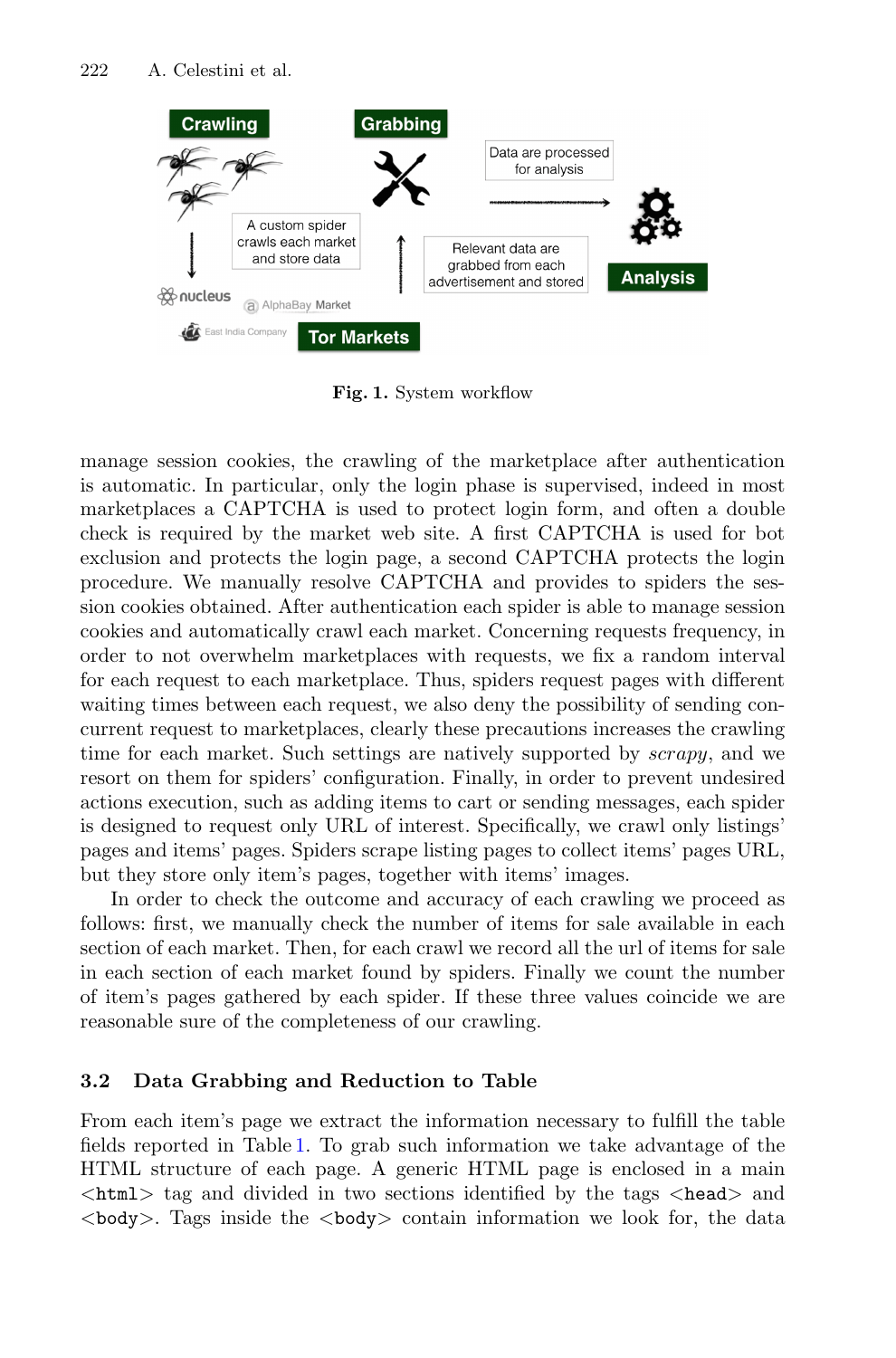**Fig. 1.** System workflow

manage session cookies, the crawling of the marketplace after authentication is automatic. In particular, only the login phase is supervised, indeed in most marketplaces a CAPTCHA is used to protect login form, and often a double check is required by the market web site. A first CAPTCHA is used for bot exclusion and protects the login page, a second CAPTCHA protects the login procedure. We manually resolve CAPTCHA and provides to spiders the session cookies obtained. After authentication each spider is able to manage session cookies and automatically crawl each market. Concerning requests frequency, in order to not overwhelm marketplaces with requests, we fix a random interval for each request to each marketplace. Thus, spiders request pages with different waiting times between each request, we also deny the possibility of sending concurrent request to marketplaces, clearly these precautions increases the crawling time for each market. Such settings are natively supported by *scrapy*, and we resort on them for spiders' configuration. Finally, in order to prevent undesired actions execution, such as adding items to cart or sending messages, each spider is designed to request only URL of interest. Specifically, we crawl only listings' pages and items' pages. Spiders scrape listing pages to collect items' pages URL, but they store only item's pages, together with items' images.

In order to check the outcome and accuracy of each crawling we proceed as follows: first, we manually check the number of items for sale available in each section of each market. Then, for each crawl we record all the url of items for sale in each section of each market found by spiders. Finally we count the number of item's pages gathered by each spider. If these three values coincide we are reasonable sure of the completeness of our crawling.

### 3.2 Data Grabbing and Reduction to Table

From each item's page we extract the information necessary to fulfill the table fields reported in Table 1. To grab such information we take advantage of the HTML structure of each page. A generic HTML page is enclosed in a main `<html>` tag and divided in two sections identified by the tags `<head>` and `<body>`. Tags inside the `<body>` contain information we look for, the data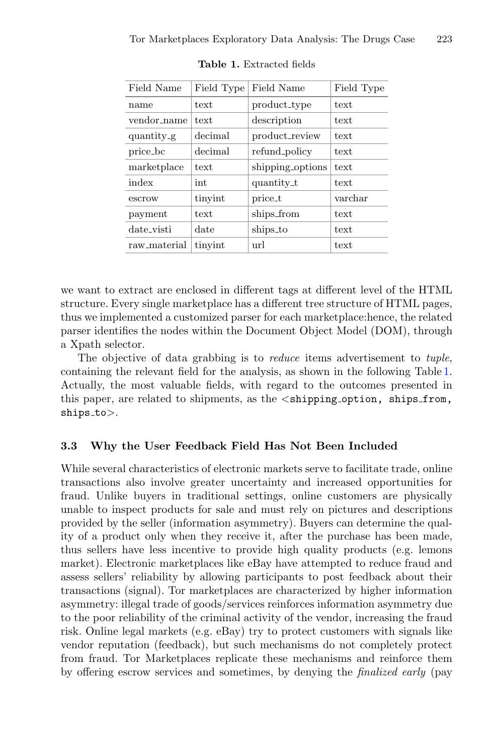**Table 1.** Extracted fields

| Field Name | Field Type | Field Name | Field Type |
|---|---|---|---|
| name | text | product_type | text |
| vendor_name | text | description | text |
| quantity_g | decimal | product_review | text |
| price_bc | decimal | refund_policy | text |
| marketplace | text | shipping_options | text |
| index | int | quantity_t | text |
| escrow | tinyint | price_t | varchar |
| payment | text | ships_from | text |
| date_visti | date | ships_to | text |
| raw_material | tinyint | url | text |

we want to extract are enclosed in different tags at different level of the HTML structure. Every single marketplace has a different tree structure of HTML pages, thus we implemented a customized parser for each marketplace:hence, the related parser identifies the nodes within the Document Object Model (DOM), through a Xpath selector.

The objective of data grabbing is to *reduce* items advertisement to *tuple*, containing the relevant field for the analysis, as shown in the following Table 1. Actually, the most valuable fields, with regard to the outcomes presented in this paper, are related to shipments, as the <`shipping_option, ships_from, ships_to`>.

### 3.3 Why the User Feedback Field Has Not Been Included

While several characteristics of electronic markets serve to facilitate trade, online transactions also involve greater uncertainty and increased opportunities for fraud. Unlike buyers in traditional settings, online customers are physically unable to inspect products for sale and must rely on pictures and descriptions provided by the seller (information asymmetry). Buyers can determine the quality of a product only when they receive it, after the purchase has been made, thus sellers have less incentive to provide high quality products (e.g. lemons market). Electronic marketplaces like eBay have attempted to reduce fraud and assess sellers' reliability by allowing participants to post feedback about their transactions (signal). Tor marketplaces are characterized by higher information asymmetry: illegal trade of goods/services reinforces information asymmetry due to the poor reliability of the criminal activity of the vendor, increasing the fraud risk. Online legal markets (e.g. eBay) try to protect customers with signals like vendor reputation (feedback), but such mechanisms do not completely protect from fraud. Tor Marketplaces replicate these mechanisms and reinforce them by offering escrow services and sometimes, by denying the *finalized early* (pay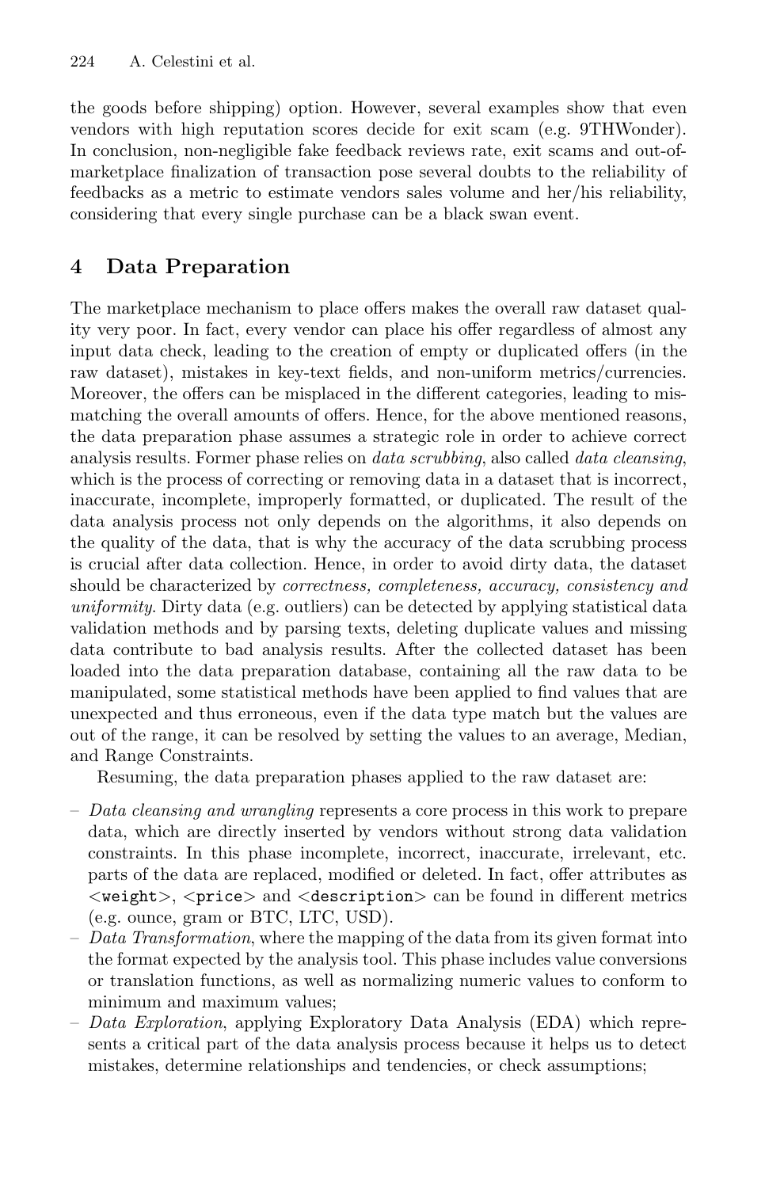the goods before shipping) option. However, several examples show that even vendors with high reputation scores decide for exit scam (e.g. 9THWonder). In conclusion, non-negligible fake feedback reviews rate, exit scams and out-of-marketplace finalization of transaction pose several doubts to the reliability of feedbacks as a metric to estimate vendors sales volume and her/his reliability, considering that every single purchase can be a black swan event.

## 4 Data Preparation

The marketplace mechanism to place offers makes the overall raw dataset quality very poor. In fact, every vendor can place his offer regardless of almost any input data check, leading to the creation of empty or duplicated offers (in the raw dataset), mistakes in key-text fields, and non-uniform metrics/currencies. Moreover, the offers can be misplaced in the different categories, leading to mismatching the overall amounts of offers. Hence, for the above mentioned reasons, the data preparation phase assumes a strategic role in order to achieve correct analysis results. Former phase relies on *data scrubbing*, also called *data cleansing*, which is the process of correcting or removing data in a dataset that is incorrect, inaccurate, incomplete, improperly formatted, or duplicated. The result of the data analysis process not only depends on the algorithms, it also depends on the quality of the data, that is why the accuracy of the data scrubbing process is crucial after data collection. Hence, in order to avoid dirty data, the dataset should be characterized by *correctness, completeness, accuracy, consistency and uniformity*. Dirty data (e.g. outliers) can be detected by applying statistical data validation methods and by parsing texts, deleting duplicate values and missing data contribute to bad analysis results. After the collected dataset has been loaded into the data preparation database, containing all the raw data to be manipulated, some statistical methods have been applied to find values that are unexpected and thus erroneous, even if the data type match but the values are out of the range, it can be resolved by setting the values to an average, Median, and Range Constraints.

Resuming, the data preparation phases applied to the raw dataset are:

- *Data cleansing and wrangling* represents a core process in this work to prepare data, which are directly inserted by vendors without strong data validation constraints. In this phase incomplete, incorrect, inaccurate, irrelevant, etc. parts of the data are replaced, modified or deleted. In fact, offer attributes as `<weight>`, `<price>` and `<description>` can be found in different metrics (e.g. ounce, gram or BTC, LTC, USD).
- *Data Transformation*, where the mapping of the data from its given format into the format expected by the analysis tool. This phase includes value conversions or translation functions, as well as normalizing numeric values to conform to minimum and maximum values;
- *Data Exploration*, applying Exploratory Data Analysis (EDA) which represents a critical part of the data analysis process because it helps us to detect mistakes, determine relationships and tendencies, or check assumptions;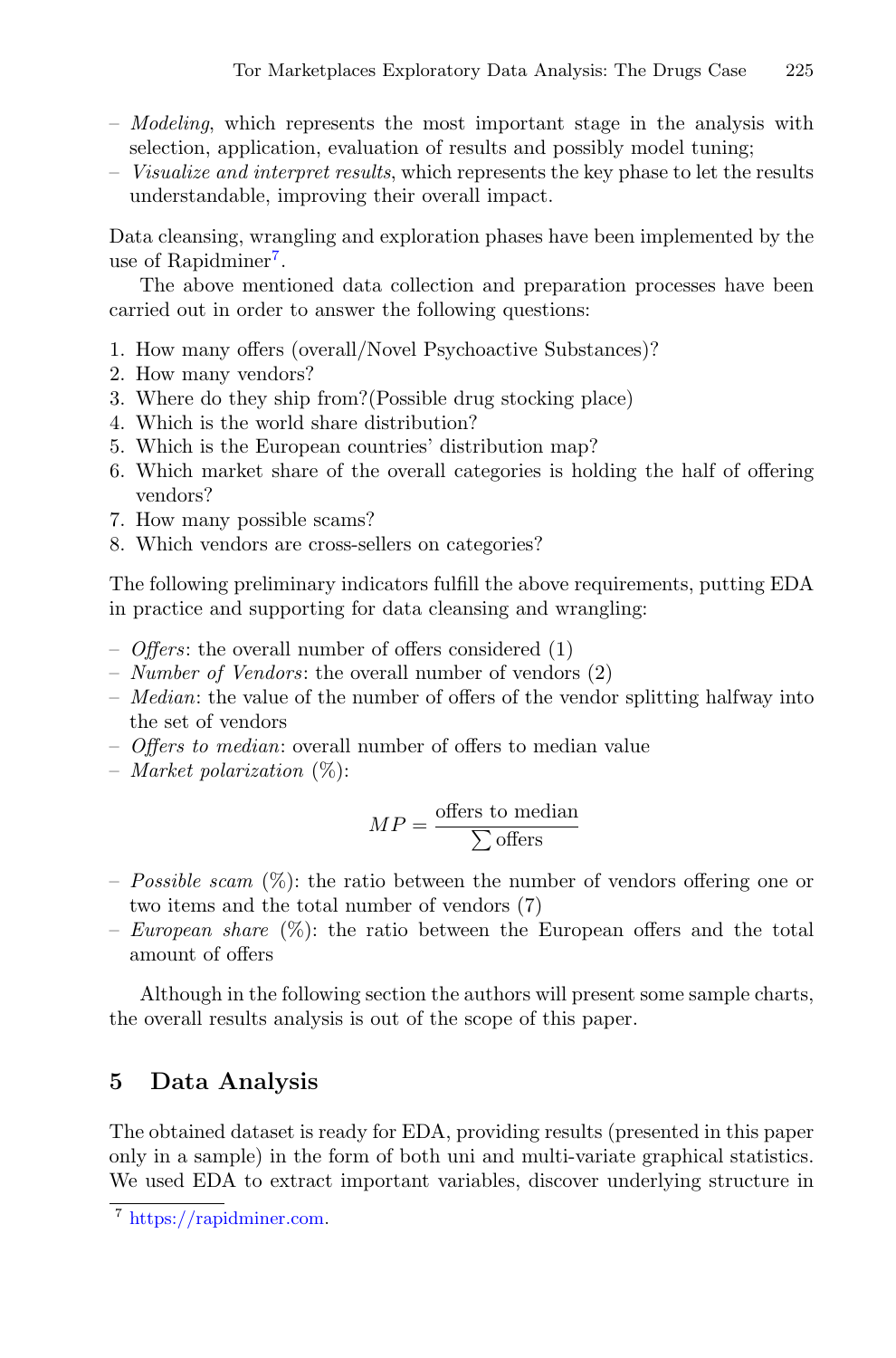- *Modeling*, which represents the most important stage in the analysis with selection, application, evaluation of results and possibly model tuning;
- *Visualize and interpret results*, which represents the key phase to let the results understandable, improving their overall impact.

Data cleansing, wrangling and exploration phases have been implemented by the use of Rapidminer[7].

The above mentioned data collection and preparation processes have been carried out in order to answer the following questions:

1. How many offers (overall/Novel Psychoactive Substances)?
2. How many vendors?
3. Where do they ship from?(Possible drug stocking place)
4. Which is the world share distribution?
5. Which is the European countries' distribution map?
6. Which market share of the overall categories is holding the half of offering vendors?
7. How many possible scams?
8. Which vendors are cross-sellers on categories?

The following preliminary indicators fulfill the above requirements, putting EDA in practice and supporting for data cleansing and wrangling:

- *Offers*: the overall number of offers considered (1)
- *Number of Vendors*: the overall number of vendors (2)
- *Median*: the value of the number of offers of the vendor splitting halfway into the set of vendors
- *Offers to median*: overall number of offers to median value
- *Market polarization* (%):

$$MP = \frac{\text{offers to median}}{\sum \text{offers}}$$

- *Possible scam* (%): the ratio between the number of vendors offering one or two items and the total number of vendors (7)
- *European share* (%): the ratio between the European offers and the total amount of offers

Although in the following section the authors will present some sample charts, the overall results analysis is out of the scope of this paper.

## 5 Data Analysis

The obtained dataset is ready for EDA, providing results (presented in this paper only in a sample) in the form of both uni and multi-variate graphical statistics. We used EDA to extract important variables, discover underlying structure in

[7] https://rapidminer.com.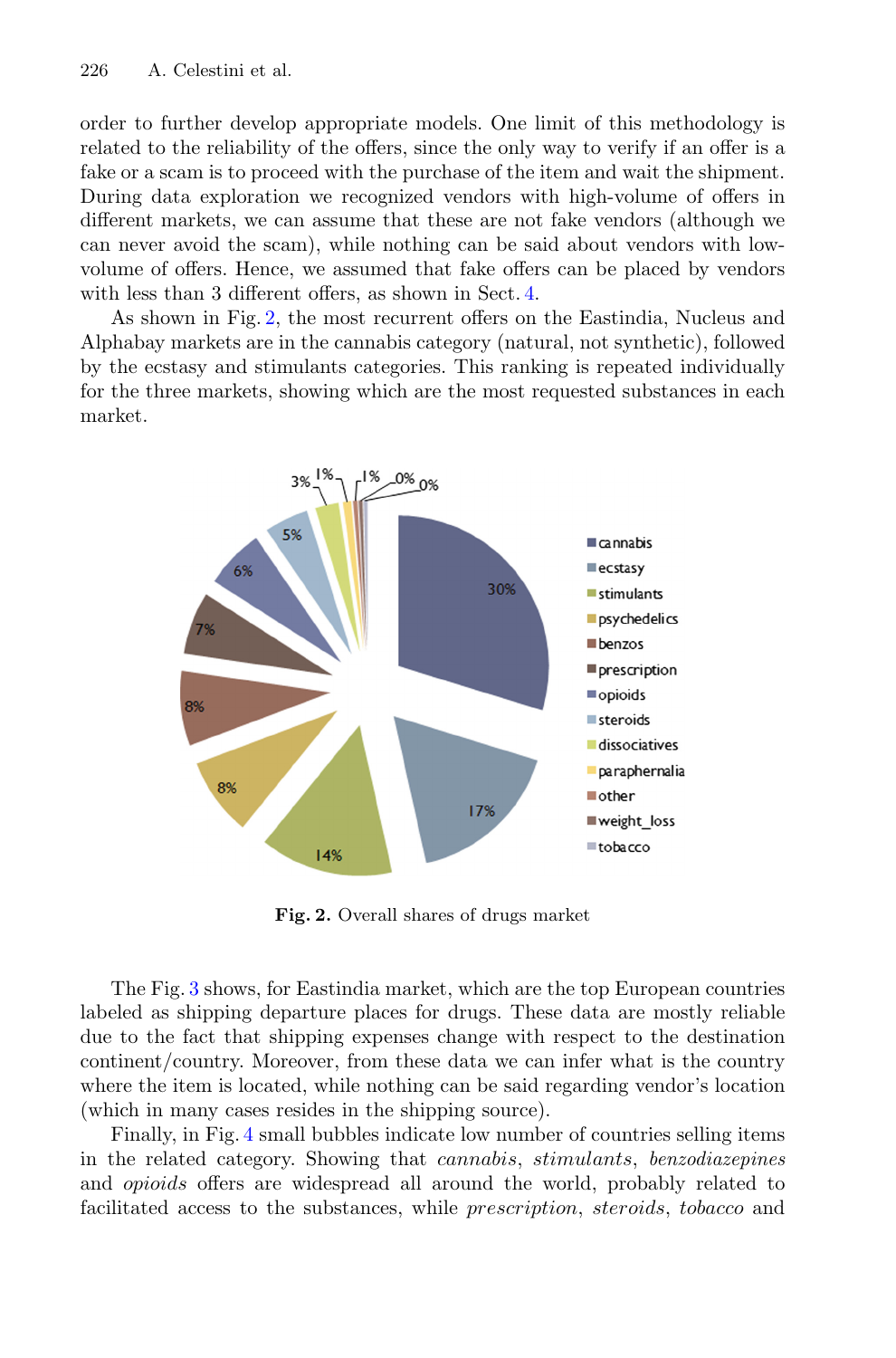order to further develop appropriate models. One limit of this methodology is related to the reliability of the offers, since the only way to verify if an offer is a fake or a scam is to proceed with the purchase of the item and wait the shipment. During data exploration we recognized vendors with high-volume of offers in different markets, we can assume that these are not fake vendors (although we can never avoid the scam), while nothing can be said about vendors with low-volume of offers. Hence, we assumed that fake offers can be placed by vendors with less than 3 different offers, as shown in Sect. 4.

As shown in Fig. 2, the most recurrent offers on the Eastindia, Nucleus and Alphabay markets are in the cannabis category (natural, not synthetic), followed by the ecstasy and stimulants categories. This ranking is repeated individually for the three markets, showing which are the most requested substances in each market.

**Fig. 2.** Overall shares of drugs market

The Fig. 3 shows, for Eastindia market, which are the top European countries labeled as shipping departure places for drugs. These data are mostly reliable due to the fact that shipping expenses change with respect to the destination continent/country. Moreover, from these data we can infer what is the country where the item is located, while nothing can be said regarding vendor's location (which in many cases resides in the shipping source).

Finally, in Fig. 4 small bubbles indicate low number of countries selling items in the related category. Showing that *cannabis*, *stimulants*, *benzodiazepines* and *opioids* offers are widespread all around the world, probably related to facilitated access to the substances, while *prescription*, *steroids*, *tobacco* and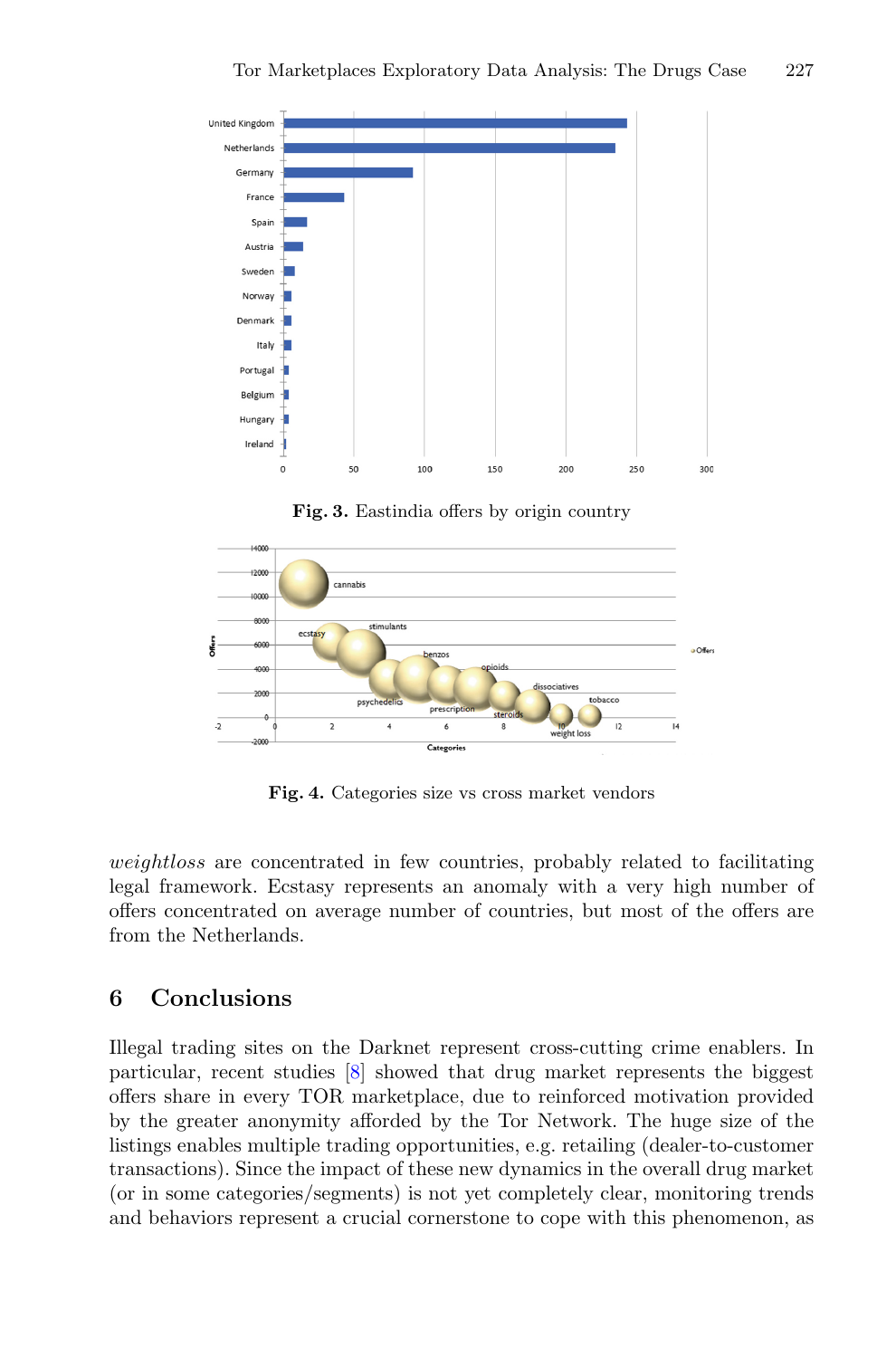Fig. 3. Eastindia offers by origin country

Fig. 4. Categories size vs cross market vendors

*weightloss* are concentrated in few countries, probably related to facilitating legal framework. Ecstasy represents an anomaly with a very high number of offers concentrated on average number of countries, but most of the offers are from the Netherlands.

## 6 Conclusions

Illegal trading sites on the Darknet represent cross-cutting crime enablers. In particular, recent studies [8] showed that drug market represents the biggest offers share in every TOR marketplace, due to reinforced motivation provided by the greater anonymity afforded by the Tor Network. The huge size of the listings enables multiple trading opportunities, e.g. retailing (dealer-to-customer transactions). Since the impact of these new dynamics in the overall drug market (or in some categories/segments) is not yet completely clear, monitoring trends and behaviors represent a crucial cornerstone to cope with this phenomenon, as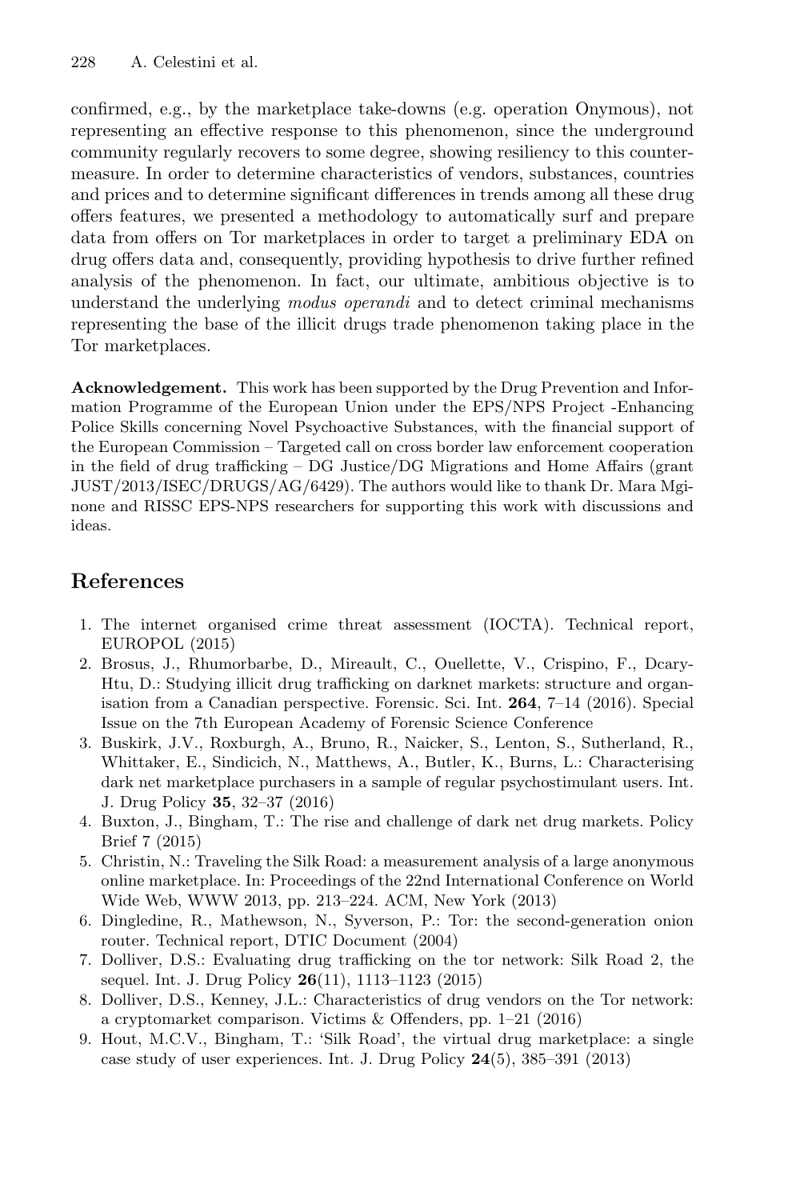confirmed, e.g., by the marketplace take-downs (e.g. operation Onymous), not representing an effective response to this phenomenon, since the underground community regularly recovers to some degree, showing resiliency to this countermeasure. In order to determine characteristics of vendors, substances, countries and prices and to determine significant differences in trends among all these drug offers features, we presented a methodology to automatically surf and prepare data from offers on Tor marketplaces in order to target a preliminary EDA on drug offers data and, consequently, providing hypothesis to drive further refined analysis of the phenomenon. In fact, our ultimate, ambitious objective is to understand the underlying *modus operandi* and to detect criminal mechanisms representing the base of the illicit drugs trade phenomenon taking place in the Tor marketplaces.

**Acknowledgement.** This work has been supported by the Drug Prevention and Information Programme of the European Union under the EPS/NPS Project -Enhancing Police Skills concerning Novel Psychoactive Substances, with the financial support of the European Commission – Targeted call on cross border law enforcement cooperation in the field of drug trafficking – DG Justice/DG Migrations and Home Affairs (grant JUST/2013/ISEC/DRUGS/AG/6429). The authors would like to thank Dr. Mara Mginone and RISSC EPS-NPS researchers for supporting this work with discussions and ideas.

## References

1. The internet organised crime threat assessment (IOCTA). Technical report, EUROPOL (2015)
2. Brosus, J., Rhumorbarbe, D., Mireault, C., Ouellette, V., Crispino, F., Dcary-Htu, D.: Studying illicit drug trafficking on darknet markets: structure and organisation from a Canadian perspective. Forensic. Sci. Int. **264**, 7–14 (2016). Special Issue on the 7th European Academy of Forensic Science Conference
3. Buskirk, J.V., Roxburgh, A., Bruno, R., Naicker, S., Lenton, S., Sutherland, R., Whittaker, E., Sindicich, N., Matthews, A., Butler, K., Burns, L.: Characterising dark net marketplace purchasers in a sample of regular psychostimulant users. Int. J. Drug Policy **35**, 32–37 (2016)
4. Buxton, J., Bingham, T.: The rise and challenge of dark net drug markets. Policy Brief 7 (2015)
5. Christin, N.: Traveling the Silk Road: a measurement analysis of a large anonymous online marketplace. In: Proceedings of the 22nd International Conference on World Wide Web, WWW 2013, pp. 213–224. ACM, New York (2013)
6. Dingledine, R., Mathewson, N., Syverson, P.: Tor: the second-generation onion router. Technical report, DTIC Document (2004)
7. Dolliver, D.S.: Evaluating drug trafficking on the tor network: Silk Road 2, the sequel. Int. J. Drug Policy **26**(11), 1113–1123 (2015)
8. Dolliver, D.S., Kenney, J.L.: Characteristics of drug vendors on the Tor network: a cryptomarket comparison. Victims & Offenders, pp. 1–21 (2016)
9. Hout, M.C.V., Bingham, T.: 'Silk Road', the virtual drug marketplace: a single case study of user experiences. Int. J. Drug Policy **24**(5), 385–391 (2013)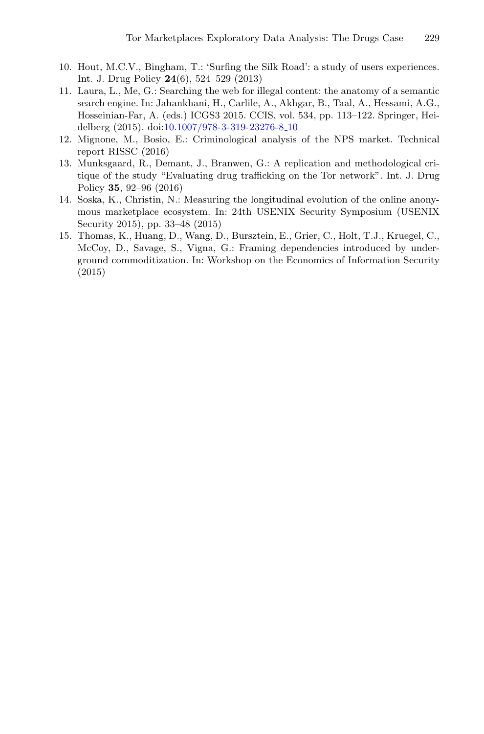10. Hout, M.C.V., Bingham, T.: 'Surfing the Silk Road': a study of users experiences. Int. J. Drug Policy **24**(6), 524–529 (2013)
11. Laura, L., Me, G.: Searching the web for illegal content: the anatomy of a semantic search engine. In: Jahankhani, H., Carlile, A., Akhgar, B., Taal, A., Hessami, A.G., Hosseinian-Far, A. (eds.) ICGS3 2015. CCIS, vol. 534, pp. 113–122. Springer, Heidelberg (2015). doi:10.1007/978-3-319-23276-8_10
12. Mignone, M., Bosio, E.: Criminological analysis of the NPS market. Technical report RISSC (2016)
13. Munksgaard, R., Demant, J., Branwen, G.: A replication and methodological critique of the study "Evaluating drug trafficking on the Tor network". Int. J. Drug Policy **35**, 92–96 (2016)
14. Soska, K., Christin, N.: Measuring the longitudinal evolution of the online anonymous marketplace ecosystem. In: 24th USENIX Security Symposium (USENIX Security 2015), pp. 33–48 (2015)
15. Thomas, K., Huang, D., Wang, D., Bursztein, E., Grier, C., Holt, T.J., Kruegel, C., McCoy, D., Savage, S., Vigna, G.: Framing dependencies introduced by underground commoditization. In: Workshop on the Economics of Information Security (2015)